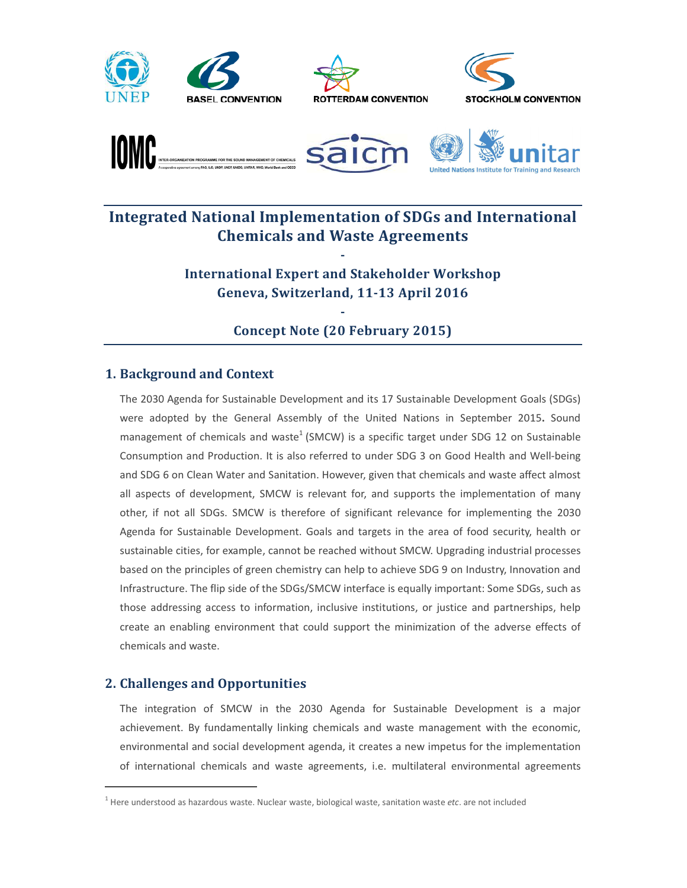# Integrated National Implementation of SDGs and International Chemicals and Waste Agreements

-

## International Expert and Stakeholder Workshop
## Geneva, Switzerland, 11-13 April 2016

-

## Concept Note (20 February 2015)

## 1. Background and Context

The 2030 Agenda for Sustainable Development and its 17 Sustainable Development Goals (SDGs) were adopted by the General Assembly of the United Nations in September 2015**.** Sound management of chemicals and waste[1] (SMCW) is a specific target under SDG 12 on Sustainable Consumption and Production. It is also referred to under SDG 3 on Good Health and Well-being and SDG 6 on Clean Water and Sanitation. However, given that chemicals and waste affect almost all aspects of development, SMCW is relevant for, and supports the implementation of many other, if not all SDGs. SMCW is therefore of significant relevance for implementing the 2030 Agenda for Sustainable Development. Goals and targets in the area of food security, health or sustainable cities, for example, cannot be reached without SMCW. Upgrading industrial processes based on the principles of green chemistry can help to achieve SDG 9 on Industry, Innovation and Infrastructure. The flip side of the SDGs/SMCW interface is equally important: Some SDGs, such as those addressing access to information, inclusive institutions, or justice and partnerships, help create an enabling environment that could support the minimization of the adverse effects of chemicals and waste.

## 2. Challenges and Opportunities

The integration of SMCW in the 2030 Agenda for Sustainable Development is a major achievement. By fundamentally linking chemicals and waste management with the economic, environmental and social development agenda, it creates a new impetus for the implementation of international chemicals and waste agreements, i.e. multilateral environmental agreements

[1] Here understood as hazardous waste. Nuclear waste, biological waste, sanitation waste *etc*. are not included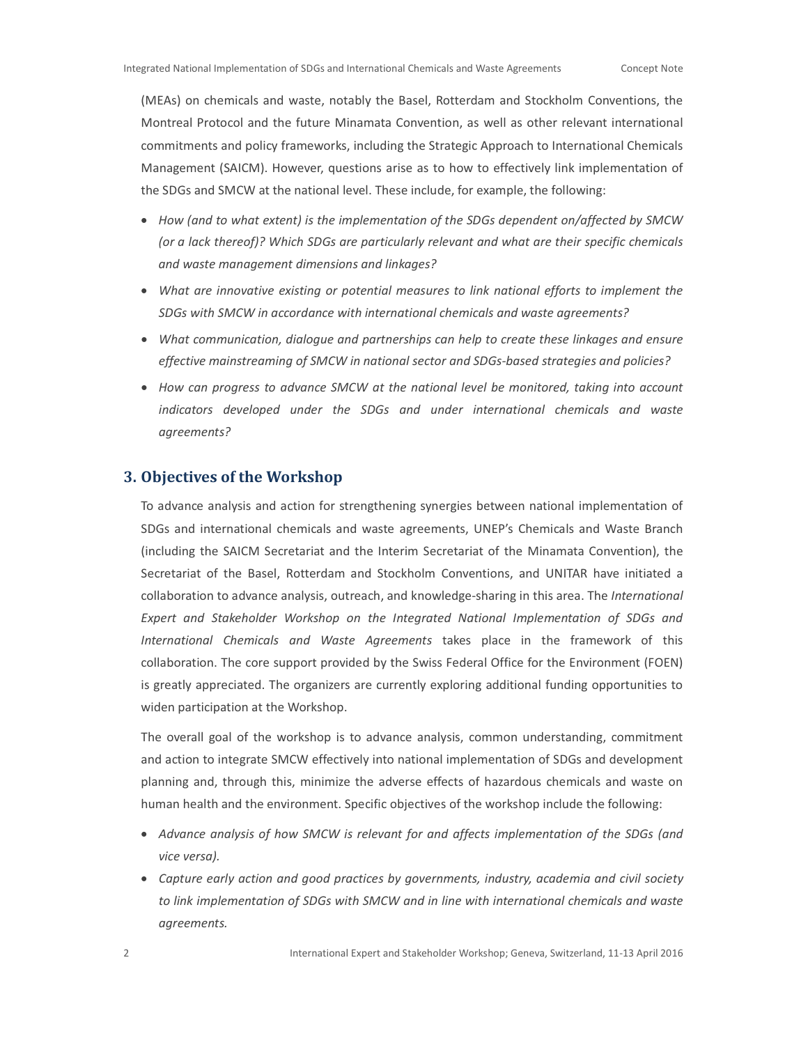(MEAs) on chemicals and waste, notably the Basel, Rotterdam and Stockholm Conventions, the Montreal Protocol and the future Minamata Convention, as well as other relevant international commitments and policy frameworks, including the Strategic Approach to International Chemicals Management (SAICM). However, questions arise as to how to effectively link implementation of the SDGs and SMCW at the national level. These include, for example, the following:

- *How (and to what extent) is the implementation of the SDGs dependent on/affected by SMCW (or a lack thereof)? Which SDGs are particularly relevant and what are their specific chemicals and waste management dimensions and linkages?*
- *What are innovative existing or potential measures to link national efforts to implement the SDGs with SMCW in accordance with international chemicals and waste agreements?*
- *What communication, dialogue and partnerships can help to create these linkages and ensure effective mainstreaming of SMCW in national sector and SDGs-based strategies and policies?*
- *How can progress to advance SMCW at the national level be monitored, taking into account indicators developed under the SDGs and under international chemicals and waste agreements?*

## 3. Objectives of the Workshop

To advance analysis and action for strengthening synergies between national implementation of SDGs and international chemicals and waste agreements, UNEP's Chemicals and Waste Branch (including the SAICM Secretariat and the Interim Secretariat of the Minamata Convention), the Secretariat of the Basel, Rotterdam and Stockholm Conventions, and UNITAR have initiated a collaboration to advance analysis, outreach, and knowledge-sharing in this area. The *International Expert and Stakeholder Workshop on the Integrated National Implementation of SDGs and International Chemicals and Waste Agreements* takes place in the framework of this collaboration. The core support provided by the Swiss Federal Office for the Environment (FOEN) is greatly appreciated. The organizers are currently exploring additional funding opportunities to widen participation at the Workshop.

The overall goal of the workshop is to advance analysis, common understanding, commitment and action to integrate SMCW effectively into national implementation of SDGs and development planning and, through this, minimize the adverse effects of hazardous chemicals and waste on human health and the environment. Specific objectives of the workshop include the following:

- *Advance analysis of how SMCW is relevant for and affects implementation of the SDGs (and vice versa).*
- *Capture early action and good practices by governments, industry, academia and civil society to link implementation of SDGs with SMCW and in line with international chemicals and waste agreements.*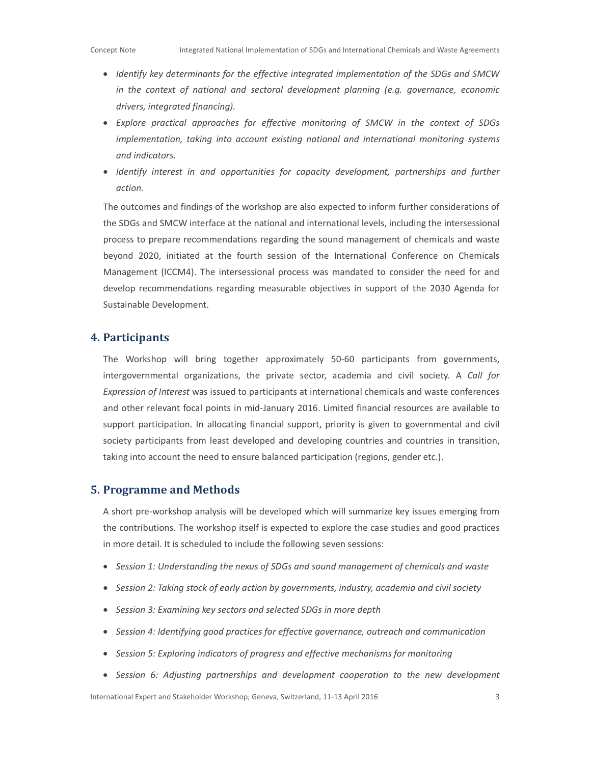- *Identify key determinants for the effective integrated implementation of the SDGs and SMCW in the context of national and sectoral development planning (e.g. governance, economic drivers, integrated financing).*
- *Explore practical approaches for effective monitoring of SMCW in the context of SDGs implementation, taking into account existing national and international monitoring systems and indicators.*
- *Identify interest in and opportunities for capacity development, partnerships and further action.*

The outcomes and findings of the workshop are also expected to inform further considerations of the SDGs and SMCW interface at the national and international levels, including the intersessional process to prepare recommendations regarding the sound management of chemicals and waste beyond 2020, initiated at the fourth session of the International Conference on Chemicals Management (ICCM4). The intersessional process was mandated to consider the need for and develop recommendations regarding measurable objectives in support of the 2030 Agenda for Sustainable Development.

## 4. Participants

The Workshop will bring together approximately 50-60 participants from governments, intergovernmental organizations, the private sector, academia and civil society. A *Call for Expression of Interest* was issued to participants at international chemicals and waste conferences and other relevant focal points in mid-January 2016. Limited financial resources are available to support participation. In allocating financial support, priority is given to governmental and civil society participants from least developed and developing countries and countries in transition, taking into account the need to ensure balanced participation (regions, gender etc.).

## 5. Programme and Methods

A short pre-workshop analysis will be developed which will summarize key issues emerging from the contributions. The workshop itself is expected to explore the case studies and good practices in more detail. It is scheduled to include the following seven sessions:

- *Session 1: Understanding the nexus of SDGs and sound management of chemicals and waste*
- *Session 2: Taking stock of early action by governments, industry, academia and civil society*
- *Session 3: Examining key sectors and selected SDGs in more depth*
- *Session 4: Identifying good practices for effective governance, outreach and communication*
- *Session 5: Exploring indicators of progress and effective mechanisms for monitoring*
- *Session 6: Adjusting partnerships and development cooperation to the new development*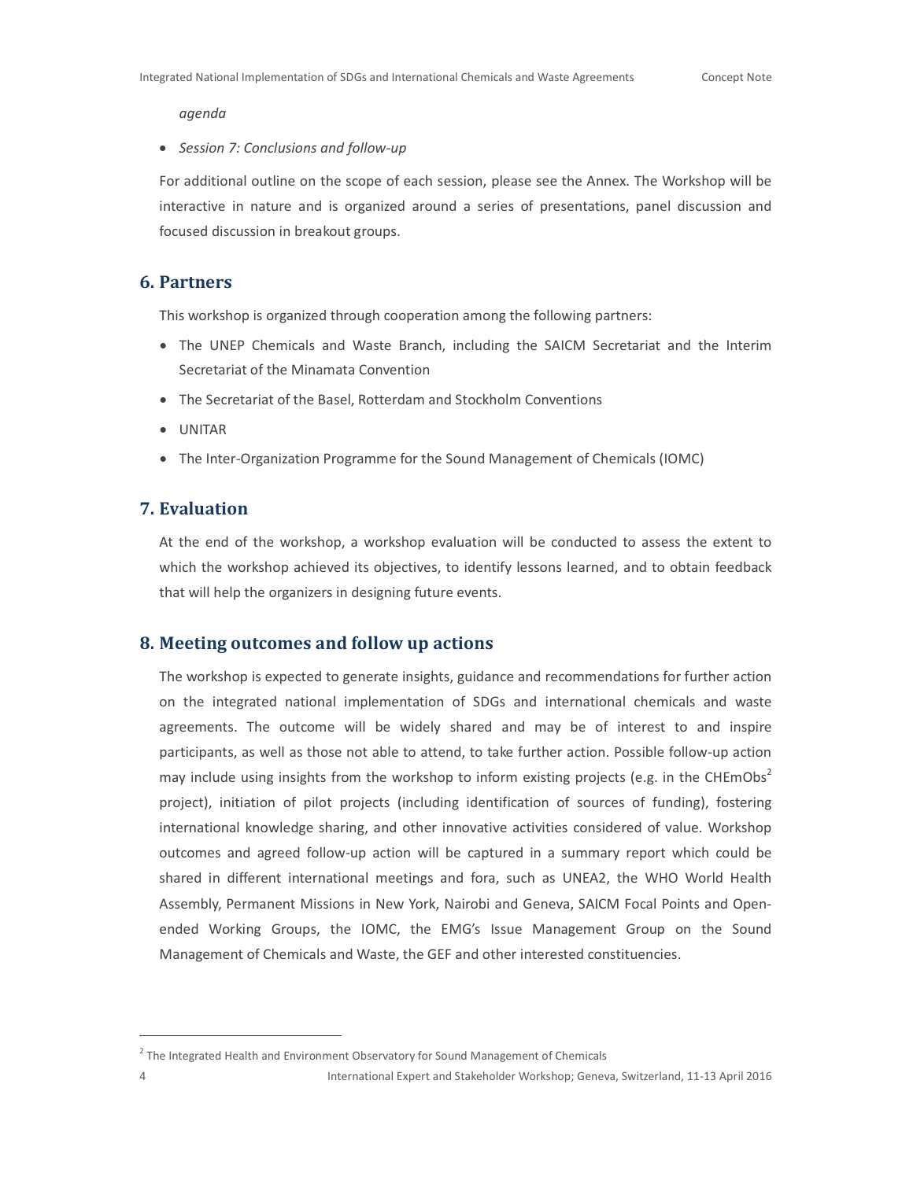*agenda*

- *Session 7: Conclusions and follow-up*

For additional outline on the scope of each session, please see the Annex. The Workshop will be interactive in nature and is organized around a series of presentations, panel discussion and focused discussion in breakout groups.

## 6. Partners

This workshop is organized through cooperation among the following partners:

- The UNEP Chemicals and Waste Branch, including the SAICM Secretariat and the Interim Secretariat of the Minamata Convention
- The Secretariat of the Basel, Rotterdam and Stockholm Conventions
- UNITAR
- The Inter-Organization Programme for the Sound Management of Chemicals (IOMC)

## 7. Evaluation

At the end of the workshop, a workshop evaluation will be conducted to assess the extent to which the workshop achieved its objectives, to identify lessons learned, and to obtain feedback that will help the organizers in designing future events.

## 8. Meeting outcomes and follow up actions

The workshop is expected to generate insights, guidance and recommendations for further action on the integrated national implementation of SDGs and international chemicals and waste agreements. The outcome will be widely shared and may be of interest to and inspire participants, as well as those not able to attend, to take further action. Possible follow-up action may include using insights from the workshop to inform existing projects (e.g. in the CHEmObs[2] project), initiation of pilot projects (including identification of sources of funding), fostering international knowledge sharing, and other innovative activities considered of value. Workshop outcomes and agreed follow-up action will be captured in a summary report which could be shared in different international meetings and fora, such as UNEA2, the WHO World Health Assembly, Permanent Missions in New York, Nairobi and Geneva, SAICM Focal Points and Open-ended Working Groups, the IOMC, the EMG's Issue Management Group on the Sound Management of Chemicals and Waste, the GEF and other interested constituencies.

[2] The Integrated Health and Environment Observatory for Sound Management of Chemicals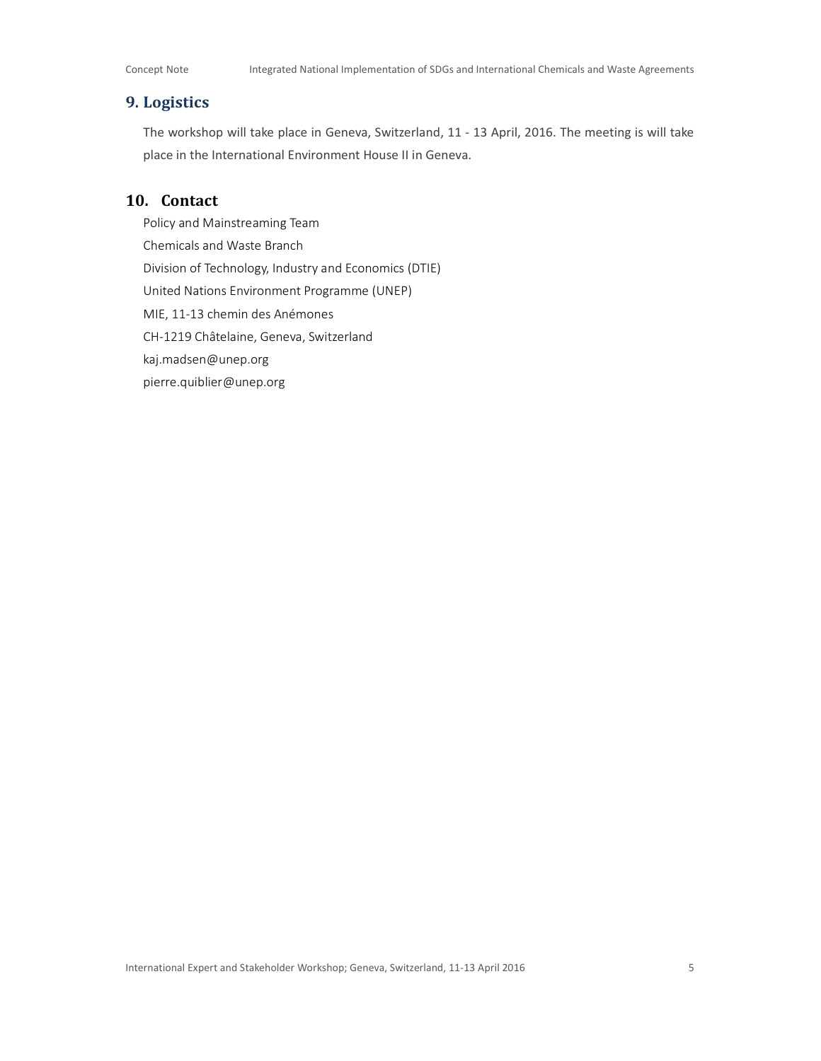## 9. Logistics

The workshop will take place in Geneva, Switzerland, 11 - 13 April, 2016. The meeting is will take place in the International Environment House II in Geneva.

## 10. Contact

Policy and Mainstreaming Team
Chemicals and Waste Branch
Division of Technology, Industry and Economics (DTIE)
United Nations Environment Programme (UNEP)
MIE, 11-13 chemin des Anémones
CH-1219 Châtelaine, Geneva, Switzerland
kaj.madsen@unep.org
pierre.quiblier@unep.org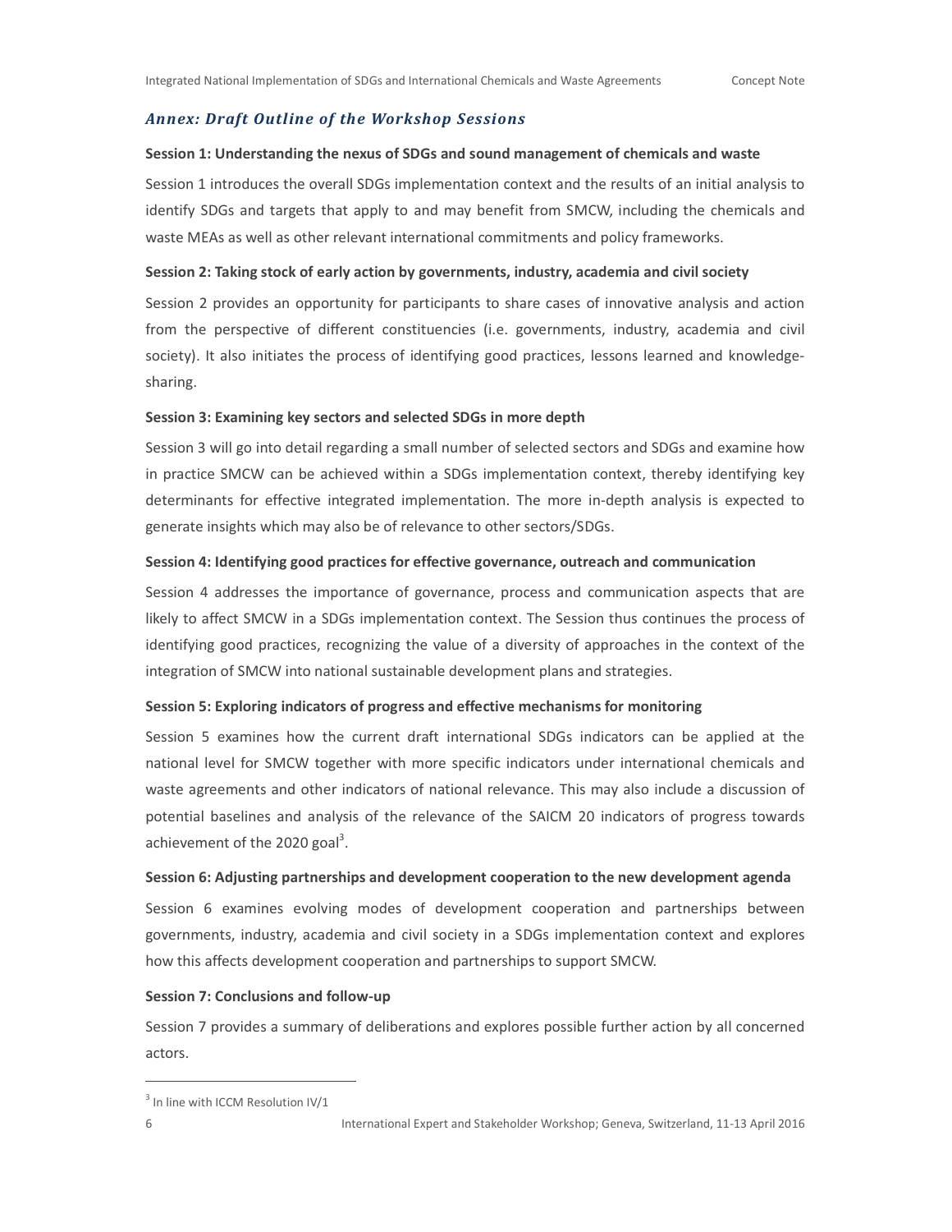### *Annex: Draft Outline of the Workshop Sessions*

**Session 1: Understanding the nexus of SDGs and sound management of chemicals and waste**

Session 1 introduces the overall SDGs implementation context and the results of an initial analysis to identify SDGs and targets that apply to and may benefit from SMCW, including the chemicals and waste MEAs as well as other relevant international commitments and policy frameworks.

**Session 2: Taking stock of early action by governments, industry, academia and civil society**

Session 2 provides an opportunity for participants to share cases of innovative analysis and action from the perspective of different constituencies (i.e. governments, industry, academia and civil society). It also initiates the process of identifying good practices, lessons learned and knowledge-sharing.

**Session 3: Examining key sectors and selected SDGs in more depth**

Session 3 will go into detail regarding a small number of selected sectors and SDGs and examine how in practice SMCW can be achieved within a SDGs implementation context, thereby identifying key determinants for effective integrated implementation. The more in-depth analysis is expected to generate insights which may also be of relevance to other sectors/SDGs.

**Session 4: Identifying good practices for effective governance, outreach and communication**

Session 4 addresses the importance of governance, process and communication aspects that are likely to affect SMCW in a SDGs implementation context. The Session thus continues the process of identifying good practices, recognizing the value of a diversity of approaches in the context of the integration of SMCW into national sustainable development plans and strategies.

**Session 5: Exploring indicators of progress and effective mechanisms for monitoring**

Session 5 examines how the current draft international SDGs indicators can be applied at the national level for SMCW together with more specific indicators under international chemicals and waste agreements and other indicators of national relevance. This may also include a discussion of potential baselines and analysis of the relevance of the SAICM 20 indicators of progress towards achievement of the 2020 goal[3].

**Session 6: Adjusting partnerships and development cooperation to the new development agenda**

Session 6 examines evolving modes of development cooperation and partnerships between governments, industry, academia and civil society in a SDGs implementation context and explores how this affects development cooperation and partnerships to support SMCW.

**Session 7: Conclusions and follow-up**

Session 7 provides a summary of deliberations and explores possible further action by all concerned actors.

---

[3] In line with ICCM Resolution IV/1